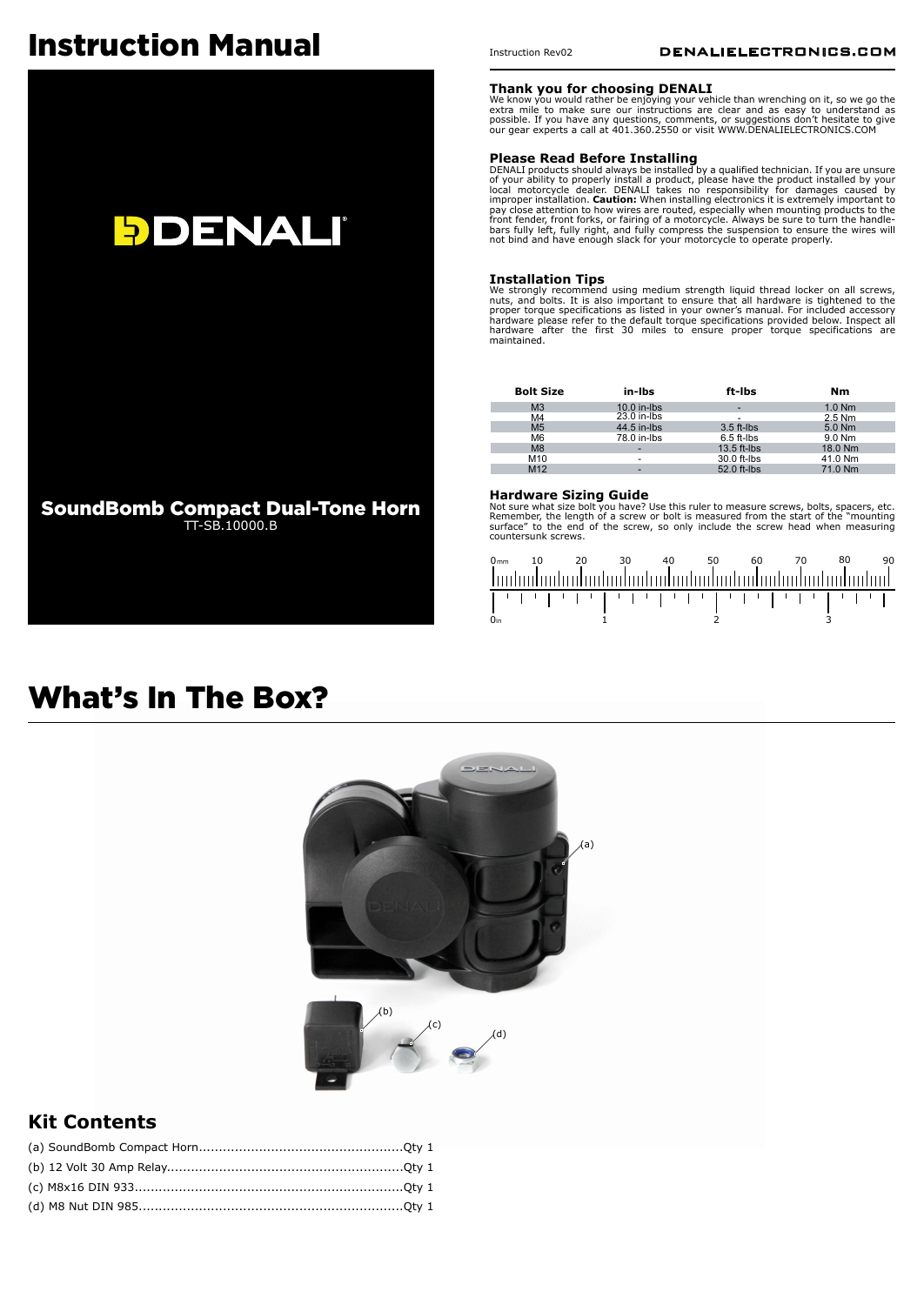# Instruction Manual

DENALI

## SoundBomb Compact Dual-Tone Horn

TT-SB.10000.B

Instruction Rev02

DENALIELECTRONICS.COM

### Thank you for choosing DENALI

We know you would rather be enjoying your vehicle than wrenching on it, so we go the extra mile to make sure our instructions are clear and as easy to understand as possible. If you have any questions, comments, or suggestions don't hesitate to give our gear experts a call at 401.360.2550 or visit WWW.DENALIELECTRONICS.COM

### Please Read Before Installing

DENALI products should always be installed by a qualified technician. If you are unsure of your ability to properly install a product, please have the product installed by your local motorcycle dealer. DENALI takes no responsibility for damages caused by improper installation. **Caution:** When installing electronics it is extremely important to pay close attention to how wires are routed, especially when mounting products to the front fender, front forks, or fairing of a motorcycle. Always be sure to turn the handlebars fully left, fully right, and fully compress the suspension to ensure the wires will not bind and have enough slack for your motorcycle to operate properly.

### Installation Tips

We strongly recommend using medium strength liquid thread locker on all screws, nuts, and bolts. It is also important to ensure that all hardware is tightened to the proper torque specifications as listed in your owner's manual. For included accessory hardware please refer to the default torque specifications provided below. Inspect all hardware after the first 30 miles to ensure proper torque specifications are maintained.

| Bolt Size | in-lbs | ft-lbs | Nm |
|---|---|---|---|
| M3 | 10.0 in-lbs | - | 1.0 Nm |
| M4 | 23.0 in-lbs | - | 2.5 Nm |
| M5 | 44.5 in-lbs | 3.5 ft-lbs | 5.0 Nm |
| M6 | 78.0 in-lbs | 6.5 ft-lbs | 9.0 Nm |
| M8 | - | 13.5 ft-lbs | 18.0 Nm |
| M10 | - | 30.0 ft-lbs | 41.0 Nm |
| M12 | - | 52.0 ft-lbs | 71.0 Nm |

### Hardware Sizing Guide

Not sure what size bolt you have? Use this ruler to measure screws, bolts, spacers, etc. Remember, the length of a screw or bolt is measured from the start of the "mounting surface" to the end of the screw, so only include the screw head when measuring countersunk screws.

0mm 10 20 30 40 50 60 70 80 90

0in 1 2 3

# What's In The Box?

(a)

(b)

(c)

(d)

## Kit Contents

(a) SoundBomb Compact Horn....................................................Qty 1

(b) 12 Volt 30 Amp Relay............................................................Qty 1

(c) M8x16 DIN 933....................................................................Qty 1

(d) M8 Nut DIN 985...................................................................Qty 1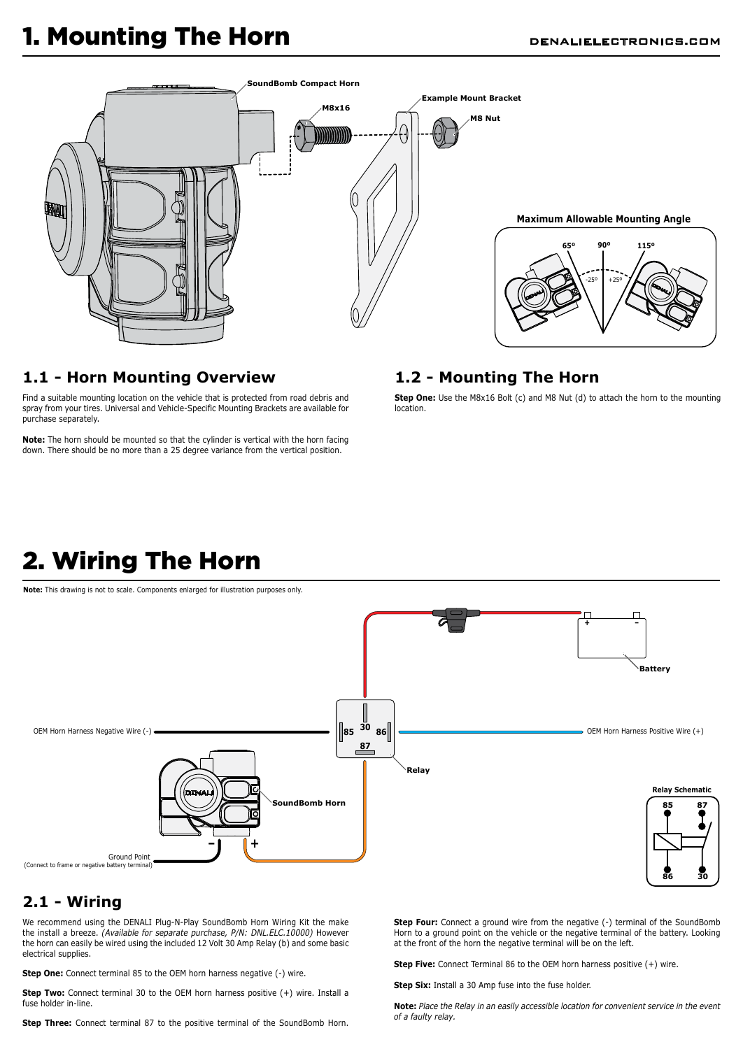# 1. Mounting The Horn

SoundBomb Compact Horn

M8x16

Example Mount Bracket

M8 Nut

Maximum Allowable Mounting Angle

65º

90º

115º

-25º

+25º

## 1.1 - Horn Mounting Overview

Find a suitable mounting location on the vehicle that is protected from road debris and spray from your tires. Universal and Vehicle-Specific Mounting Brackets are available for purchase separately.

**Note:** The horn should be mounted so that the cylinder is vertical with the horn facing down. There should be no more than a 25 degree variance from the vertical position.

## 1.2 - Mounting The Horn

**Step One:** Use the M8x16 Bolt (c) and M8 Nut (d) to attach the horn to the mounting location.

# 2. Wiring The Horn

**Note:** This drawing is not to scale. Components enlarged for illustration purposes only.

Battery

OEM Horn Harness Negative Wire (-)

85 30 86 87

OEM Horn Harness Positive Wire (+)

Relay

SoundBomb Horn

Relay Schematic

85 87 86 30

Ground Point
(Connect to frame or negative battery terminal)

## 2.1 - Wiring

We recommend using the DENALI Plug-N-Play SoundBomb Horn Wiring Kit the make the install a breeze. *(Available for separate purchase, P/N: DNL.ELC.10000)* However the horn can easily be wired using the included 12 Volt 30 Amp Relay (b) and some basic electrical supplies.

**Step One:** Connect terminal 85 to the OEM horn harness negative (-) wire.

**Step Two:** Connect terminal 30 to the OEM horn harness positive (+) wire. Install a fuse holder in-line.

**Step Three:** Connect terminal 87 to the positive terminal of the SoundBomb Horn.

**Step Four:** Connect a ground wire from the negative (-) terminal of the SoundBomb Horn to a ground point on the vehicle or the negative terminal of the battery. Looking at the front of the horn the negative terminal will be on the left.

**Step Five:** Connect Terminal 86 to the OEM horn harness positive (+) wire.

**Step Six:** Install a 30 Amp fuse into the fuse holder.

**Note:** *Place the Relay in an easily accessible location for convenient service in the event of a faulty relay.*